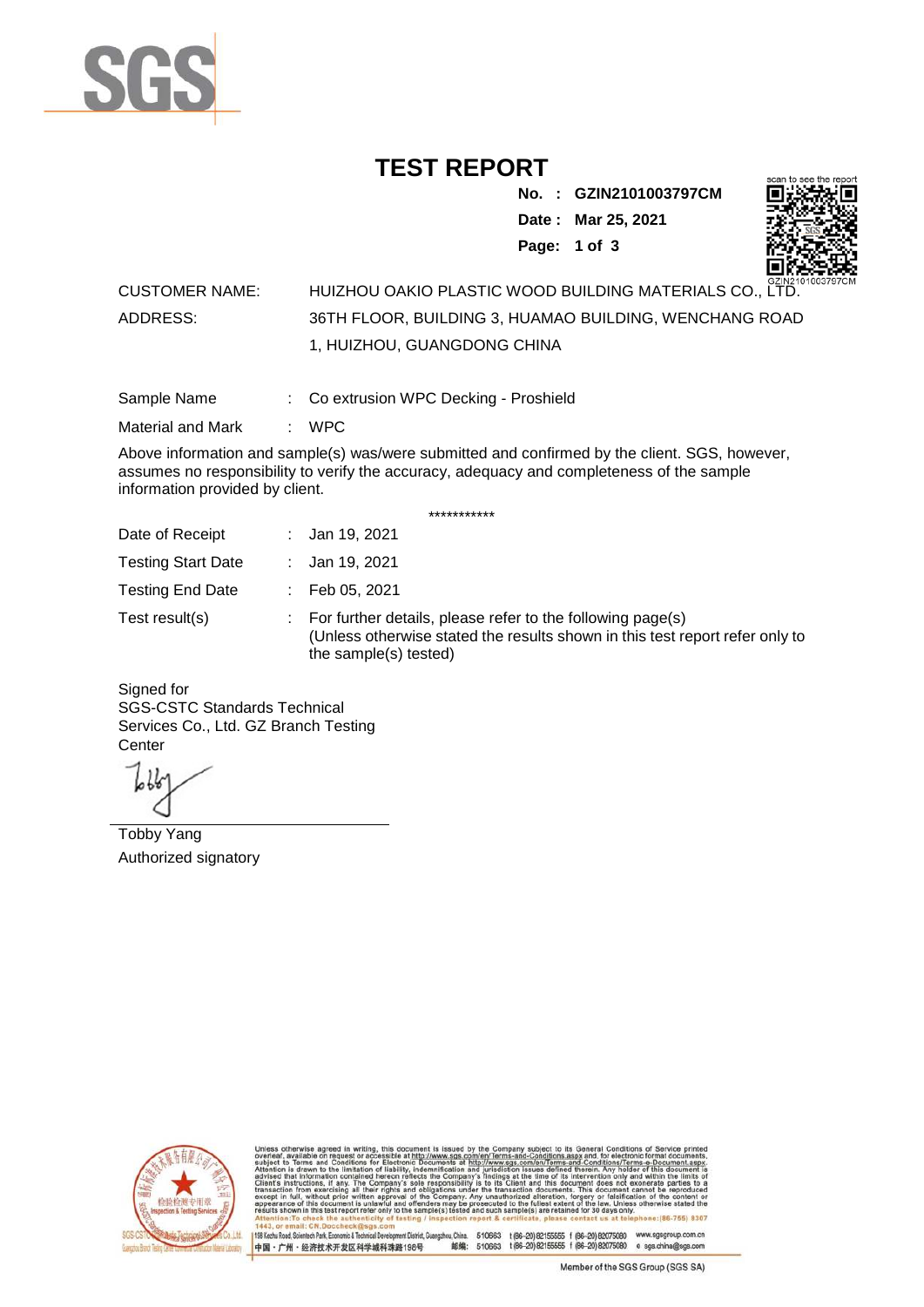# TEST REPORT

**No. : GZIN2101003797CM**

**Date : Mar 25, 2021**

CUSTOMER NAME: HUIZHOU OAKIO PLASTIC WOOD BUILDING MATERIALS CO., LTD.

ADDRESS: 36TH FLOOR, BUILDING 3, HUAMAO BUILDING, WENCHANG ROAD 1, HUIZHOU, GUANGDONG CHINA

Sample Name : Co extrusion WPC Decking - Proshield

Material and Mark : WPC

Above information and sample(s) was/were submitted and confirmed by the client. SGS, however, assumes no responsibility to verify the accuracy, adequacy and completeness of the sample information provided by client.

***********

Date of Receipt : Jan 19, 2021

Testing Start Date : Jan 19, 2021

Testing End Date : Feb 05, 2021

Test result(s) : For further details, please refer to the following page(s)
(Unless otherwise stated the results shown in this test report refer only to the sample(s) tested)

Signed for
SGS-CSTC Standards Technical Services Co., Ltd. GZ Branch Testing Center

Tobby Yang
Authorized signatory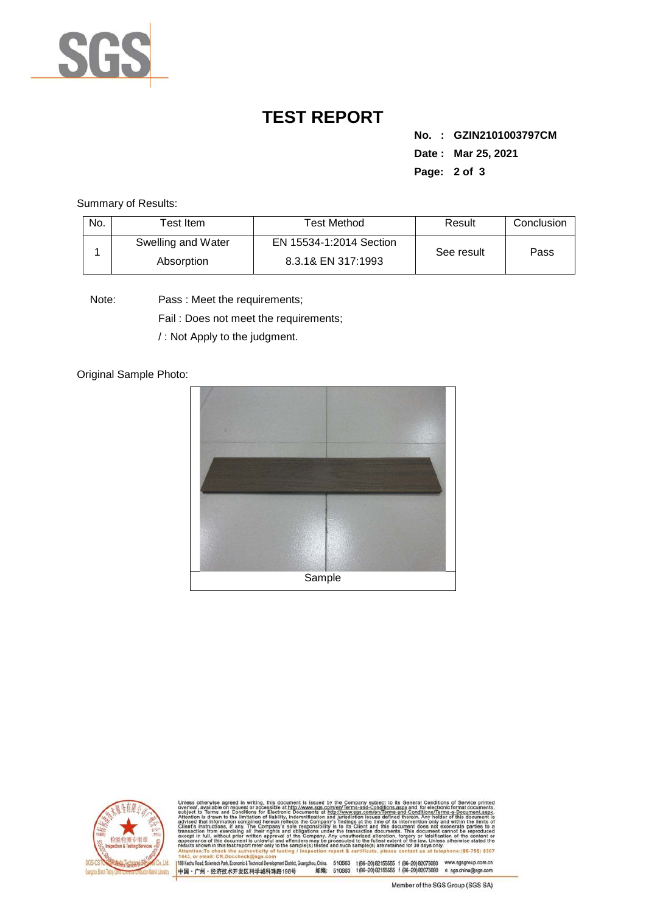# TEST REPORT

**No. : GZIN2101003797CM**

**Date : Mar 25, 2021**

Summary of Results:

| No. | Test Item | Test Method | Result | Conclusion |
|---|---|---|---|---|
| 1 | Swelling and Water Absorption | EN 15534-1:2014 Section 8.3.1& EN 317:1993 | See result | Pass |

Note: Pass : Meet the requirements;

Fail : Does not meet the requirements;

/ : Not Apply to the judgment.

Original Sample Photo:

Sample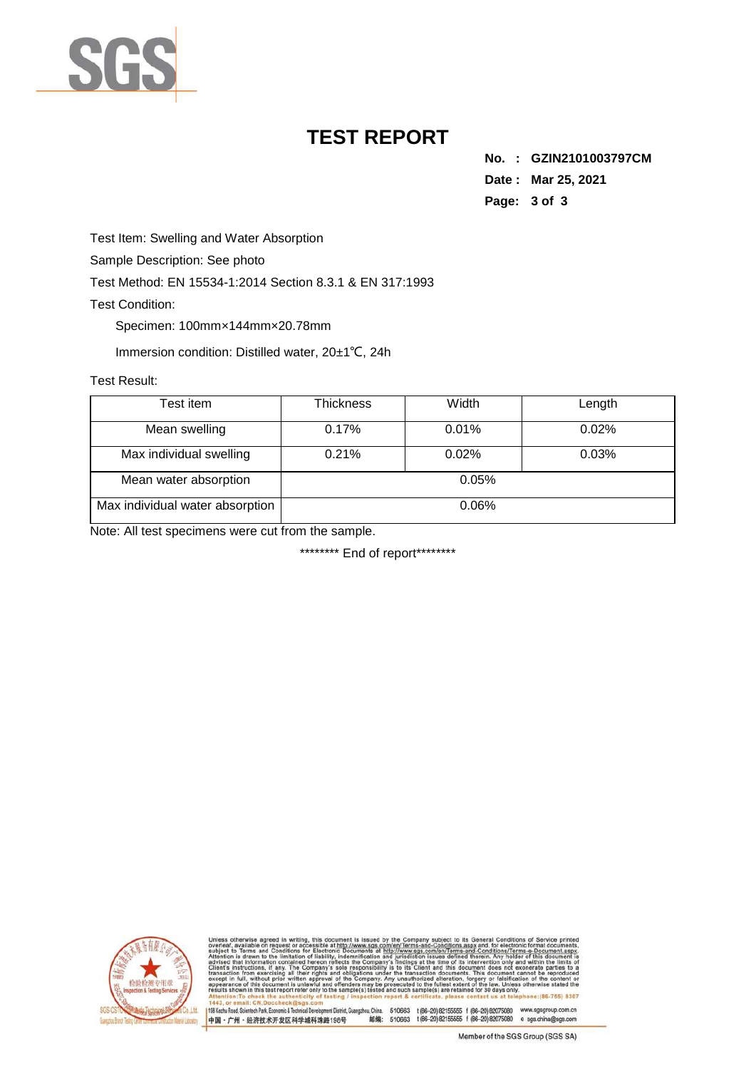# TEST REPORT

**No. : GZIN2101003797CM**

**Date : Mar 25, 2021**

Test Item: Swelling and Water Absorption

Sample Description: See photo

Test Method: EN 15534-1:2014 Section 8.3.1 & EN 317:1993

Test Condition:

Specimen: 100mm×144mm×20.78mm

Immersion condition: Distilled water, 20±1℃, 24h

Test Result:

| Test item | Thickness | Width | Length |
|---|---|---|---|
| Mean swelling | 0.17% | 0.01% | 0.02% |
| Max individual swelling | 0.21% | 0.02% | 0.03% |
| Mean water absorption | 0.05% | | |
| Max individual water absorption | 0.06% | | |

Note: All test specimens were cut from the sample.

******** End of report********